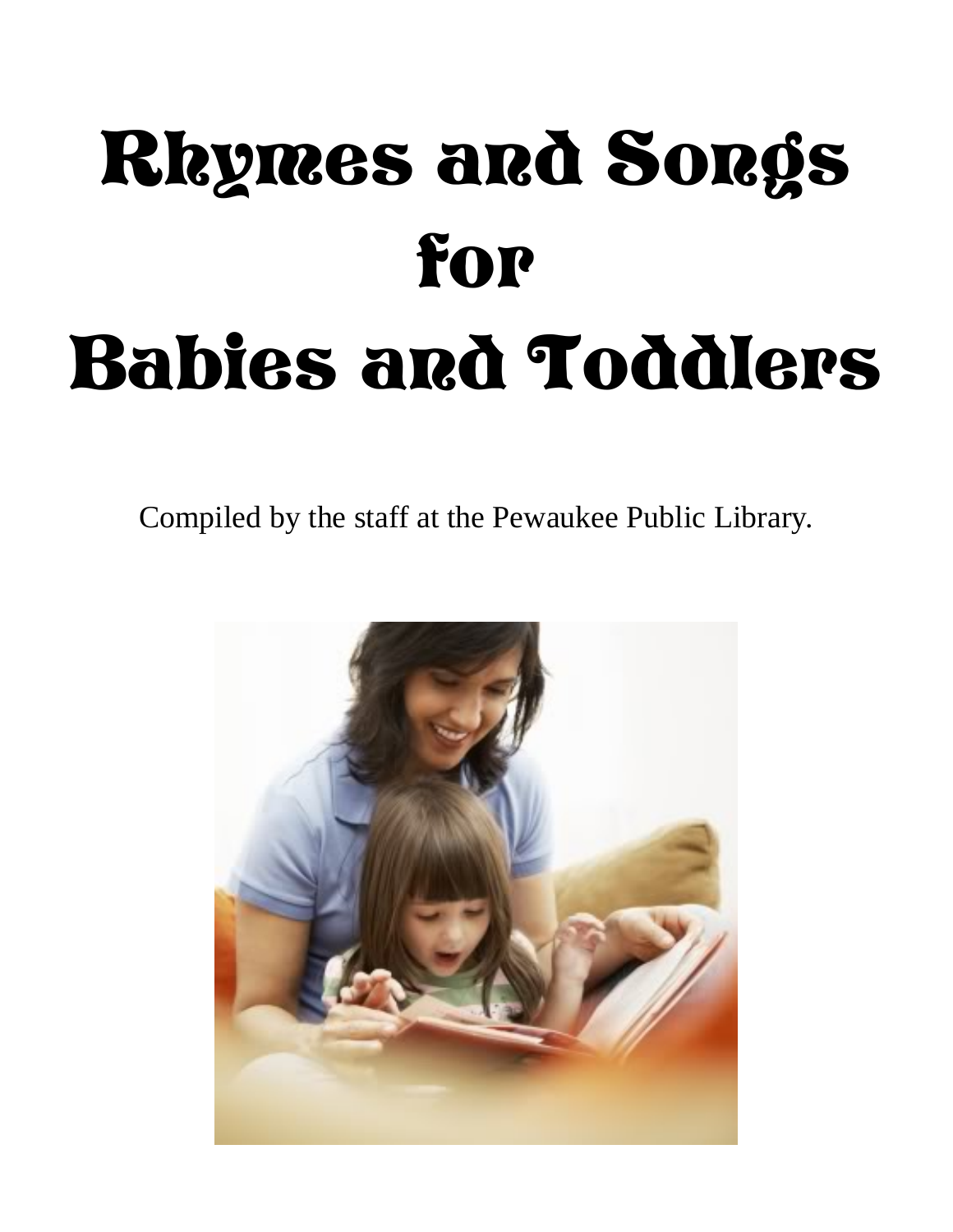# Rhymes and Songs for Babies and Toddlers

Compiled by the staff at the Pewaukee Public Library.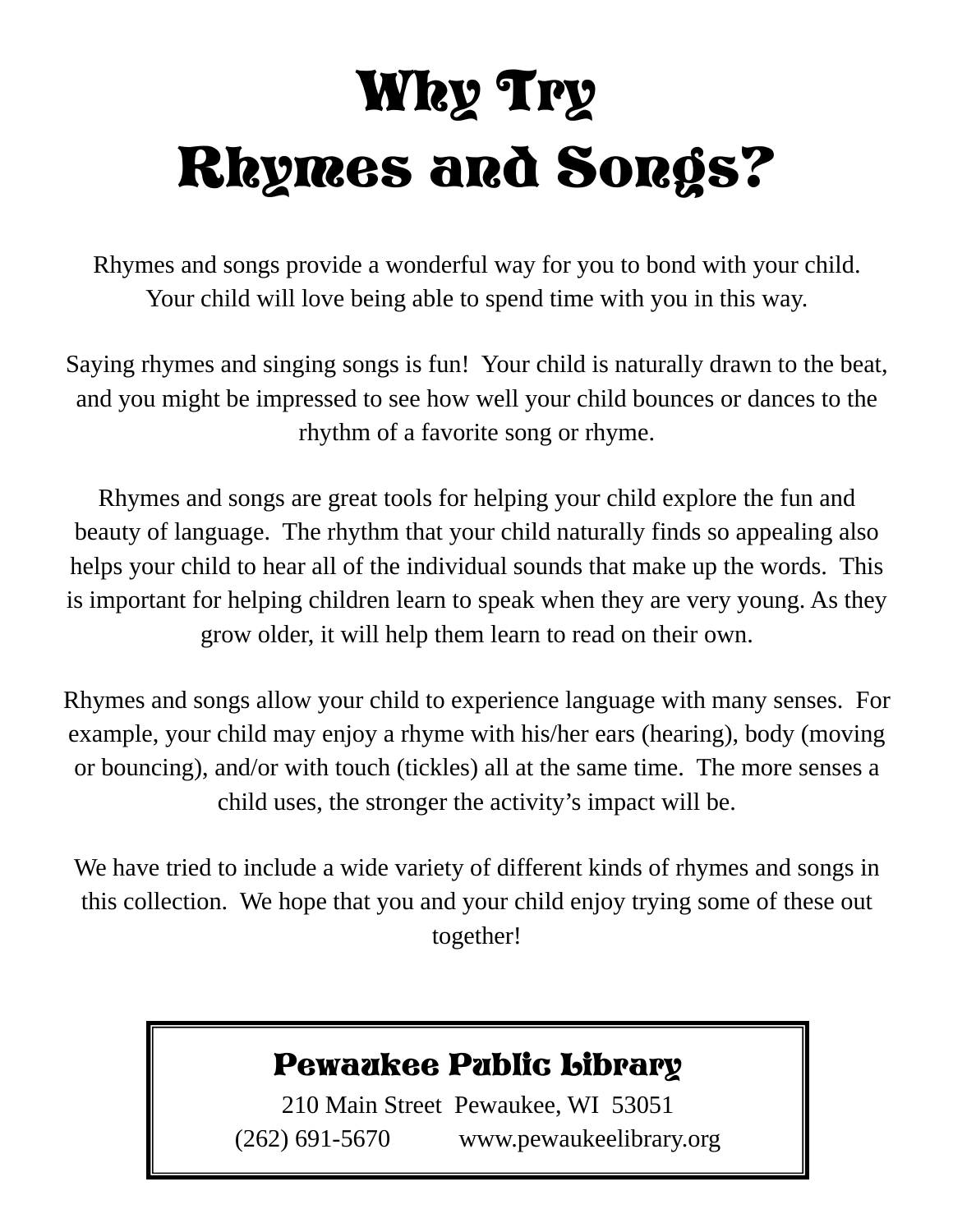# Why Try Rhymes and Songs?

Rhymes and songs provide a wonderful way for you to bond with your child. Your child will love being able to spend time with you in this way.

Saying rhymes and singing songs is fun! Your child is naturally drawn to the beat, and you might be impressed to see how well your child bounces or dances to the rhythm of a favorite song or rhyme.

Rhymes and songs are great tools for helping your child explore the fun and beauty of language. The rhythm that your child naturally finds so appealing also helps your child to hear all of the individual sounds that make up the words. This is important for helping children learn to speak when they are very young. As they grow older, it will help them learn to read on their own.

Rhymes and songs allow your child to experience language with many senses. For example, your child may enjoy a rhyme with his/her ears (hearing), body (moving or bouncing), and/or with touch (tickles) all at the same time. The more senses a child uses, the stronger the activity's impact will be.

We have tried to include a wide variety of different kinds of rhymes and songs in this collection. We hope that you and your child enjoy trying some of these out together!

**Pewaukee Public Library**

210 Main Street Pewaukee, WI 53051

(262) 691-5670 www.pewaukeelibrary.org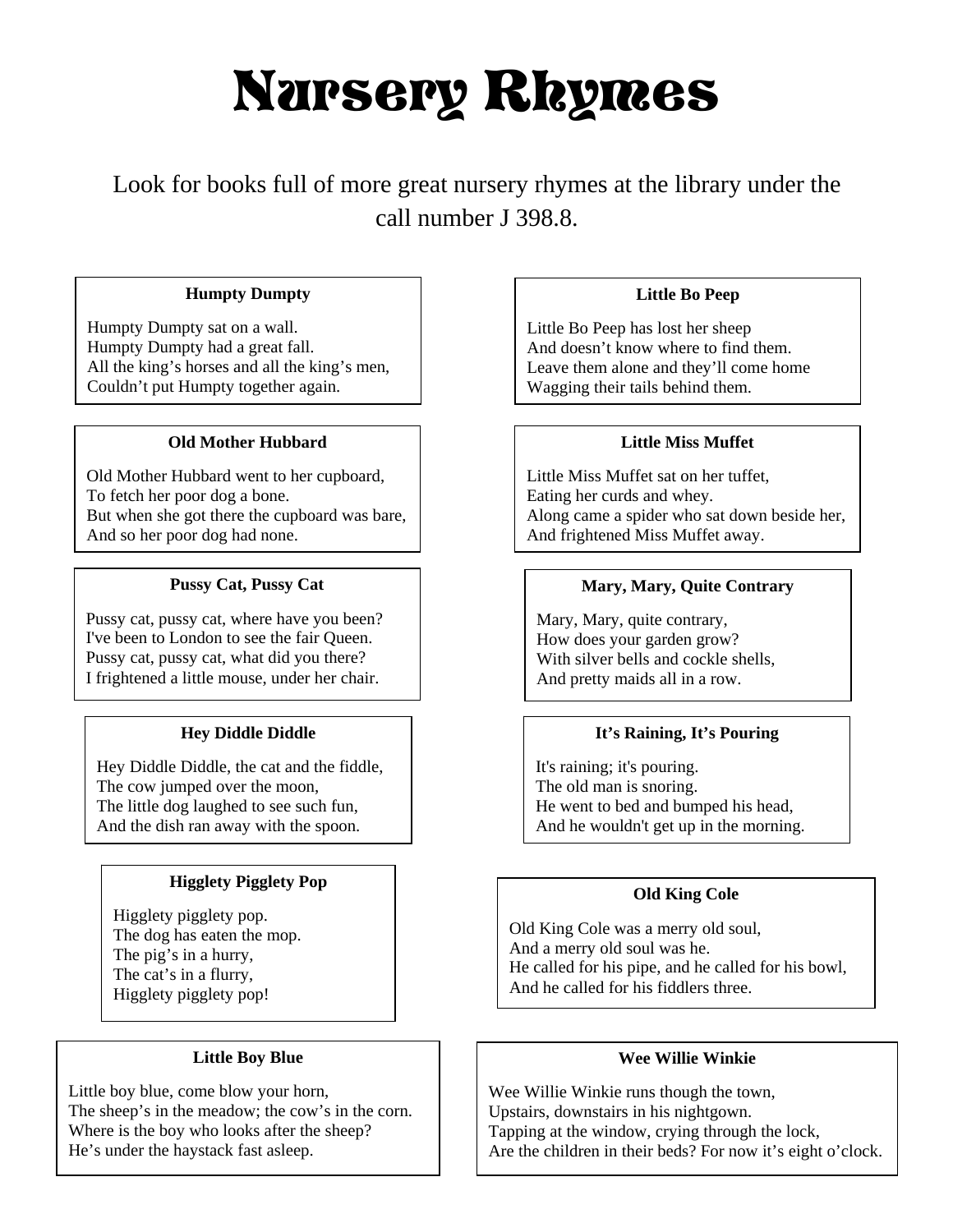# Nursery Rhymes

Look for books full of more great nursery rhymes at the library under the call number J 398.8.

### Humpty Dumpty

Humpty Dumpty sat on a wall.
Humpty Dumpty had a great fall.
All the king's horses and all the king's men,
Couldn't put Humpty together again.

### Little Bo Peep

Little Bo Peep has lost her sheep
And doesn't know where to find them.
Leave them alone and they'll come home
Wagging their tails behind them.

### Old Mother Hubbard

Old Mother Hubbard went to her cupboard,
To fetch her poor dog a bone.
But when she got there the cupboard was bare,
And so her poor dog had none.

### Little Miss Muffet

Little Miss Muffet sat on her tuffet,
Eating her curds and whey.
Along came a spider who sat down beside her,
And frightened Miss Muffet away.

### Pussy Cat, Pussy Cat

Pussy cat, pussy cat, where have you been?
I've been to London to see the fair Queen.
Pussy cat, pussy cat, what did you there?
I frightened a little mouse, under her chair.

### Mary, Mary, Quite Contrary

Mary, Mary, quite contrary,
How does your garden grow?
With silver bells and cockle shells,
And pretty maids all in a row.

### Hey Diddle Diddle

Hey Diddle Diddle, the cat and the fiddle,
The cow jumped over the moon,
The little dog laughed to see such fun,
And the dish ran away with the spoon.

### It's Raining, It's Pouring

It's raining; it's pouring.
The old man is snoring.
He went to bed and bumped his head,
And he wouldn't get up in the morning.

### Higglety Pigglety Pop

Higglety pigglety pop.
The dog has eaten the mop.
The pig's in a hurry,
The cat's in a flurry,
Higglety pigglety pop!

### Old King Cole

Old King Cole was a merry old soul,
And a merry old soul was he.
He called for his pipe, and he called for his bowl,
And he called for his fiddlers three.

### Little Boy Blue

Little boy blue, come blow your horn,
The sheep's in the meadow; the cow's in the corn.
Where is the boy who looks after the sheep?
He's under the haystack fast asleep.

### Wee Willie Winkie

Wee Willie Winkie runs though the town,
Upstairs, downstairs in his nightgown.
Tapping at the window, crying through the lock,
Are the children in their beds? For now it's eight o'clock.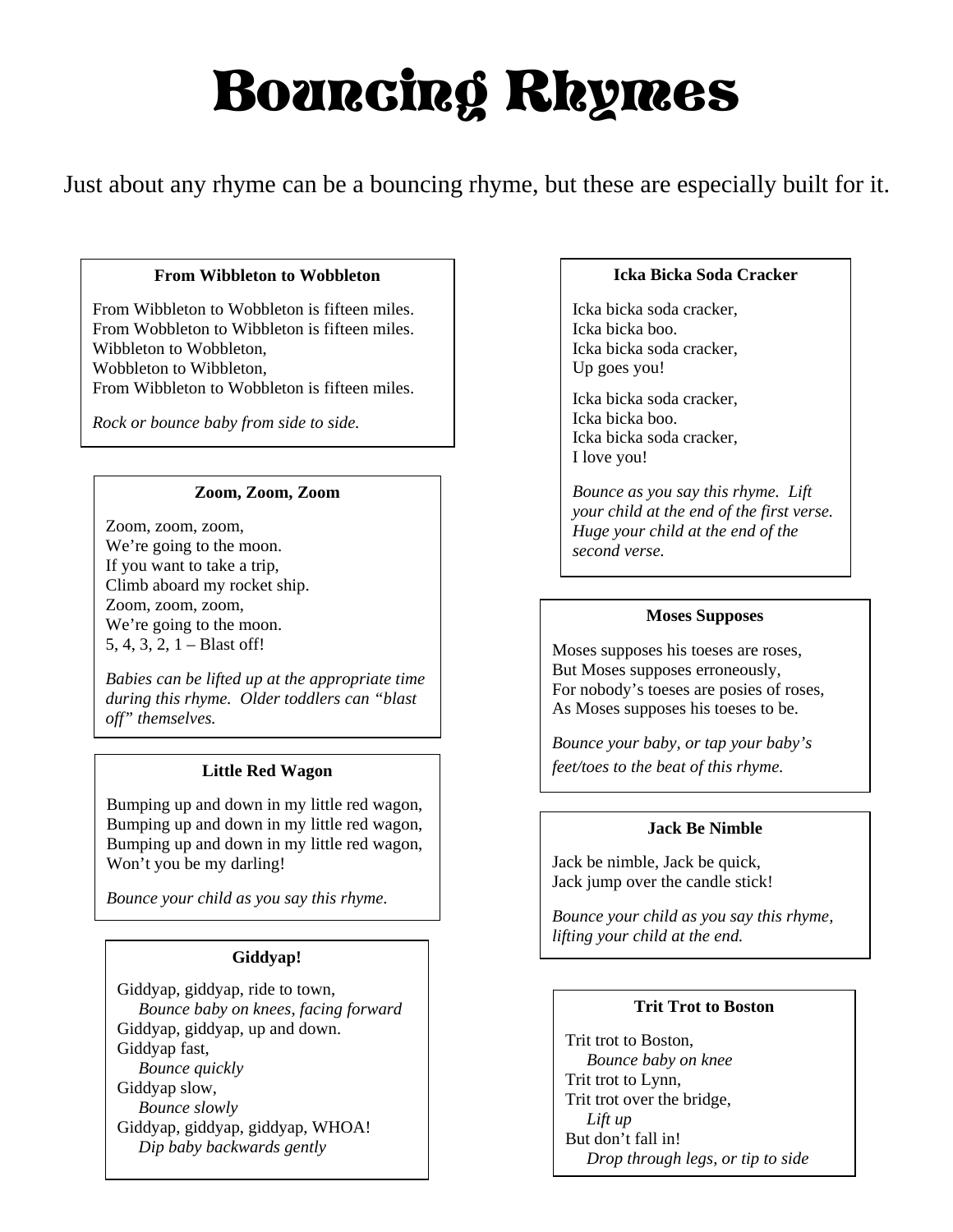# Bouncing Rhymes

Just about any rhyme can be a bouncing rhyme, but these are especially built for it.

### From Wibbleton to Wobbleton

From Wibbleton to Wobbleton is fifteen miles.
From Wobbleton to Wibbleton is fifteen miles.
Wibbleton to Wobbleton,
Wobbleton to Wibbleton,
From Wibbleton to Wobbleton is fifteen miles.

*Rock or bounce baby from side to side.*

### Zoom, Zoom, Zoom

Zoom, zoom, zoom,
We're going to the moon.
If you want to take a trip,
Climb aboard my rocket ship.
Zoom, zoom, zoom,
We're going to the moon.
5, 4, 3, 2, 1 – Blast off!

*Babies can be lifted up at the appropriate time during this rhyme. Older toddlers can "blast off" themselves.*

### Little Red Wagon

Bumping up and down in my little red wagon,
Bumping up and down in my little red wagon,
Bumping up and down in my little red wagon,
Won't you be my darling!

*Bounce your child as you say this rhyme.*

### Giddyap!

Giddyap, giddyap, ride to town,
*Bounce baby on knees, facing forward*
Giddyap, giddyap, up and down.
Giddyap fast,
*Bounce quickly*
Giddyap slow,
*Bounce slowly*
Giddyap, giddyap, giddyap, WHOA!
*Dip baby backwards gently*

### Icka Bicka Soda Cracker

Icka bicka soda cracker,
Icka bicka boo.
Icka bicka soda cracker,
Up goes you!

Icka bicka soda cracker,
Icka bicka boo.
Icka bicka soda cracker,
I love you!

*Bounce as you say this rhyme. Lift your child at the end of the first verse. Huge your child at the end of the second verse.*

### Moses Supposes

Moses supposes his toeses are roses,
But Moses supposes erroneously,
For nobody's toeses are posies of roses,
As Moses supposes his toeses to be.

*Bounce your baby, or tap your baby's feet/toes to the beat of this rhyme.*

### Jack Be Nimble

Jack be nimble, Jack be quick,
Jack jump over the candle stick!

*Bounce your child as you say this rhyme, lifting your child at the end.*

### Trit Trot to Boston

Trit trot to Boston,
*Bounce baby on knee*
Trit trot to Lynn,
Trit trot over the bridge,
*Lift up*
But don't fall in!
*Drop through legs, or tip to side*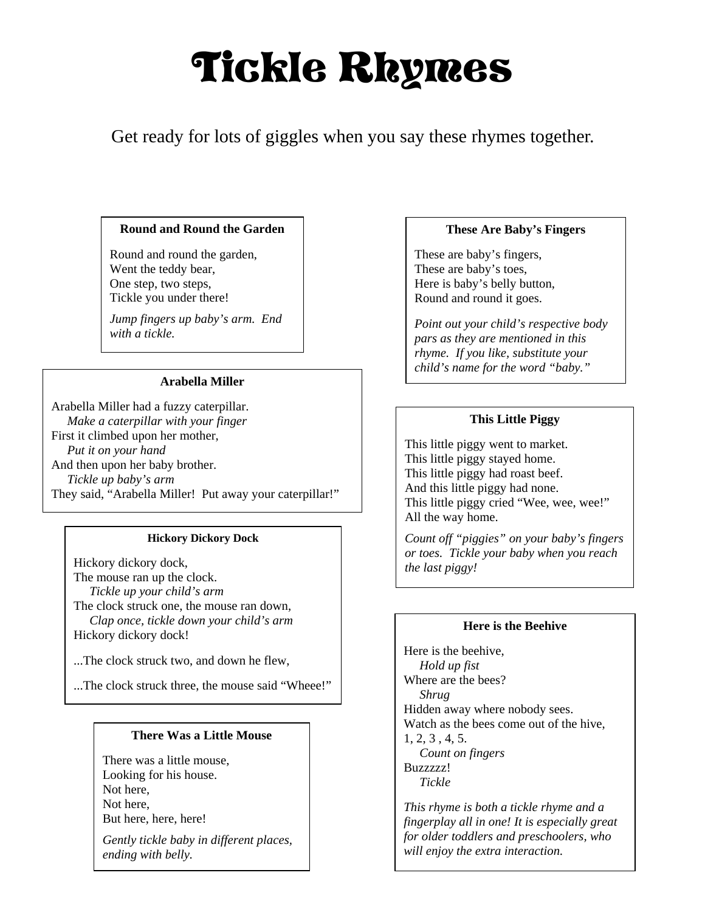# Tickle Rhymes

Get ready for lots of giggles when you say these rhymes together.

### Round and Round the Garden

Round and round the garden,
Went the teddy bear,
One step, two steps,
Tickle you under there!

*Jump fingers up baby's arm. End with a tickle.*

### Arabella Miller

Arabella Miller had a fuzzy caterpillar.
*Make a caterpillar with your finger*
First it climbed upon her mother,
*Put it on your hand*
And then upon her baby brother.
*Tickle up baby's arm*
They said, "Arabella Miller! Put away your caterpillar!"

### Hickory Dickory Dock

Hickory dickory dock,
The mouse ran up the clock.
*Tickle up your child's arm*
The clock struck one, the mouse ran down,
*Clap once, tickle down your child's arm*
Hickory dickory dock!

...The clock struck two, and down he flew,

...The clock struck three, the mouse said "Wheee!"

### There Was a Little Mouse

There was a little mouse,
Looking for his house.
Not here,
Not here,
But here, here, here!

*Gently tickle baby in different places, ending with belly.*

### These Are Baby's Fingers

These are baby's fingers,
These are baby's toes,
Here is baby's belly button,
Round and round it goes.

*Point out your child's respective body pars as they are mentioned in this rhyme. If you like, substitute your child's name for the word "baby."*

### This Little Piggy

This little piggy went to market.
This little piggy stayed home.
This little piggy had roast beef.
And this little piggy had none.
This little piggy cried "Wee, wee, wee!"
All the way home.

*Count off "piggies" on your baby's fingers or toes. Tickle your baby when you reach the last piggy!*

### Here is the Beehive

Here is the beehive,
*Hold up fist*
Where are the bees?
*Shrug*
Hidden away where nobody sees.
Watch as the bees come out of the hive,
1, 2, 3 , 4, 5.
*Count on fingers*
Buzzzzz!
*Tickle*

*This rhyme is both a tickle rhyme and a fingerplay all in one! It is especially great for older toddlers and preschoolers, who will enjoy the extra interaction.*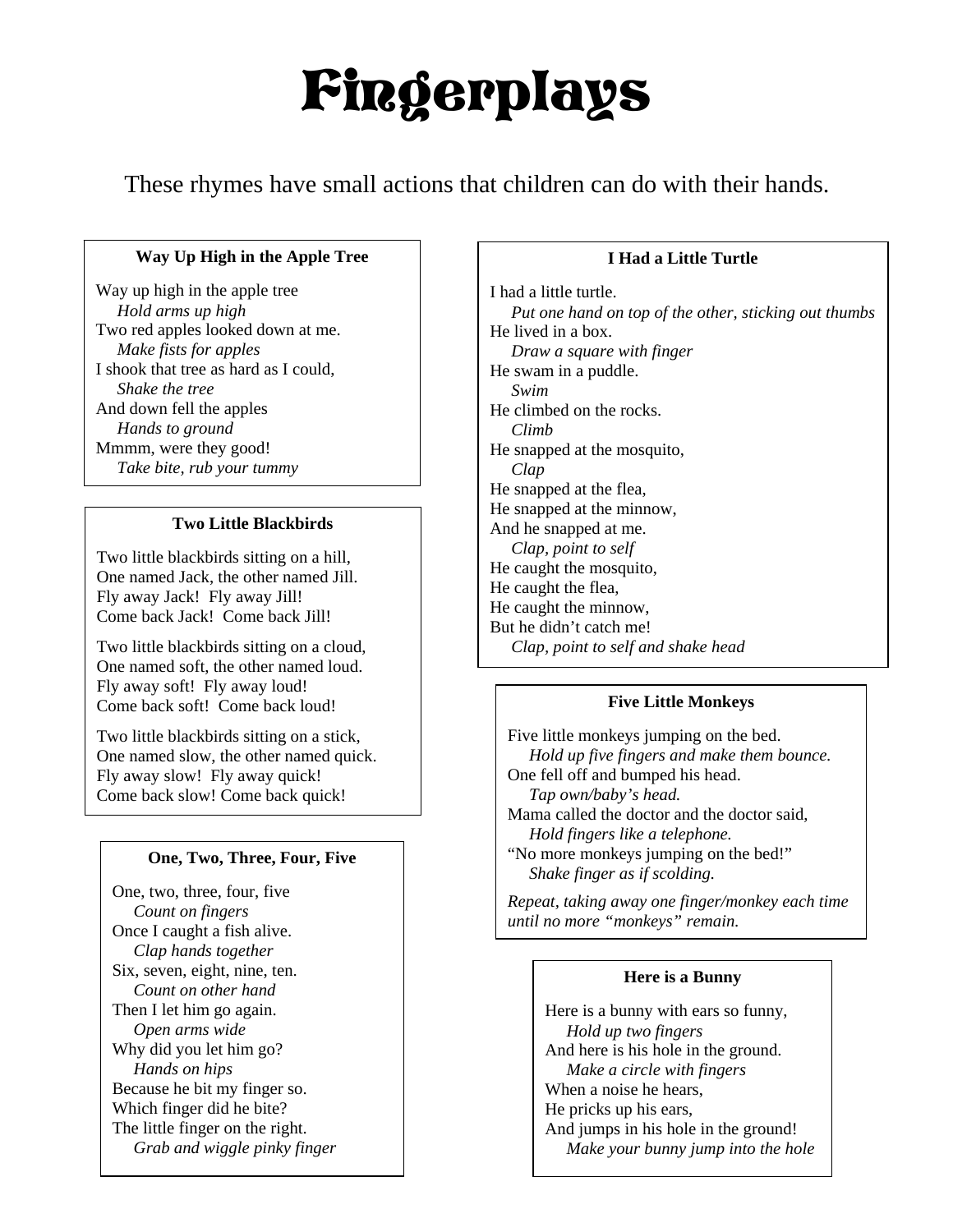# Fingerplays

These rhymes have small actions that children can do with their hands.

### Way Up High in the Apple Tree

Way up high in the apple tree
*Hold arms up high*
Two red apples looked down at me.
*Make fists for apples*
I shook that tree as hard as I could,
*Shake the tree*
And down fell the apples
*Hands to ground*
Mmmm, were they good!
*Take bite, rub your tummy*

### Two Little Blackbirds

Two little blackbirds sitting on a hill,
One named Jack, the other named Jill.
Fly away Jack! Fly away Jill!
Come back Jack! Come back Jill!

Two little blackbirds sitting on a cloud,
One named soft, the other named loud.
Fly away soft! Fly away loud!
Come back soft! Come back loud!

Two little blackbirds sitting on a stick,
One named slow, the other named quick.
Fly away slow! Fly away quick!
Come back slow! Come back quick!

### One, Two, Three, Four, Five

One, two, three, four, five
*Count on fingers*
Once I caught a fish alive.
*Clap hands together*
Six, seven, eight, nine, ten.
*Count on other hand*
Then I let him go again.
*Open arms wide*
Why did you let him go?
*Hands on hips*
Because he bit my finger so.
Which finger did he bite?
The little finger on the right.
*Grab and wiggle pinky finger*

### I Had a Little Turtle

I had a little turtle.
*Put one hand on top of the other, sticking out thumbs*
He lived in a box.
*Draw a square with finger*
He swam in a puddle.
*Swim*
He climbed on the rocks.
*Climb*
He snapped at the mosquito,
*Clap*
He snapped at the flea,
He snapped at the minnow,
And he snapped at me.
*Clap, point to self*
He caught the mosquito,
He caught the flea,
He caught the minnow,
But he didn't catch me!
*Clap, point to self and shake head*

### Five Little Monkeys

Five little monkeys jumping on the bed.
*Hold up five fingers and make them bounce.*
One fell off and bumped his head.
*Tap own/baby's head.*
Mama called the doctor and the doctor said,
*Hold fingers like a telephone.*
"No more monkeys jumping on the bed!"
*Shake finger as if scolding.*

*Repeat, taking away one finger/monkey each time until no more "monkeys" remain.*

### Here is a Bunny

Here is a bunny with ears so funny,
*Hold up two fingers*
And here is his hole in the ground.
*Make a circle with fingers*
When a noise he hears,
He pricks up his ears,
And jumps in his hole in the ground!
*Make your bunny jump into the hole*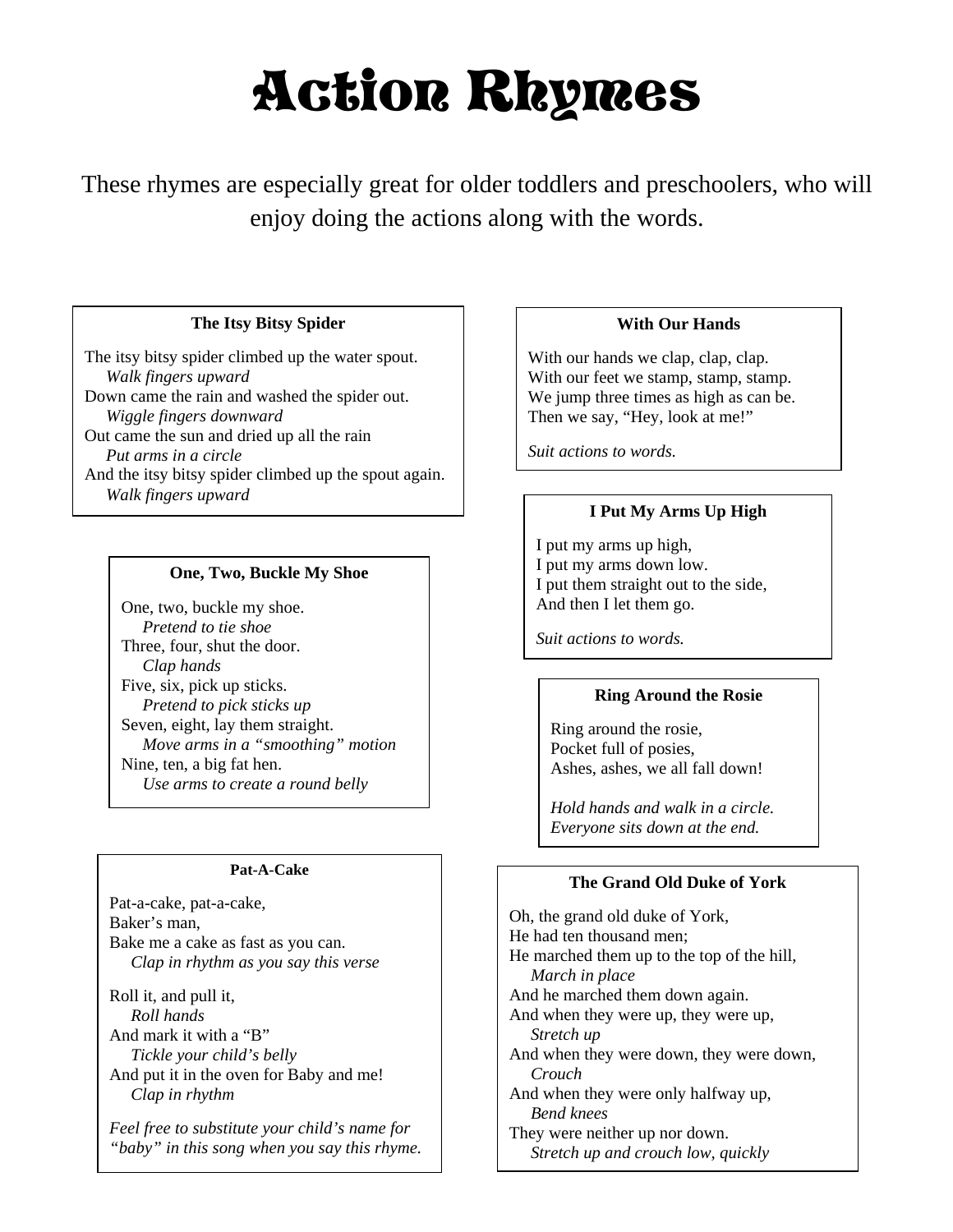# Action Rhymes

These rhymes are especially great for older toddlers and preschoolers, who will enjoy doing the actions along with the words.

### The Itsy Bitsy Spider

The itsy bitsy spider climbed up the water spout.
*Walk fingers upward*
Down came the rain and washed the spider out.
*Wiggle fingers downward*
Out came the sun and dried up all the rain
*Put arms in a circle*
And the itsy bitsy spider climbed up the spout again.
*Walk fingers upward*

### One, Two, Buckle My Shoe

One, two, buckle my shoe.
*Pretend to tie shoe*
Three, four, shut the door.
*Clap hands*
Five, six, pick up sticks.
*Pretend to pick sticks up*
Seven, eight, lay them straight.
*Move arms in a "smoothing" motion*
Nine, ten, a big fat hen.
*Use arms to create a round belly*

### Pat-A-Cake

Pat-a-cake, pat-a-cake,
Baker's man,
Bake me a cake as fast as you can.
*Clap in rhythm as you say this verse*

Roll it, and pull it,
*Roll hands*
And mark it with a "B"
*Tickle your child's belly*
And put it in the oven for Baby and me!
*Clap in rhythm*

*Feel free to substitute your child's name for "baby" in this song when you say this rhyme.*

### With Our Hands

With our hands we clap, clap, clap.
With our feet we stamp, stamp, stamp.
We jump three times as high as can be.
Then we say, "Hey, look at me!"

*Suit actions to words.*

### I Put My Arms Up High

I put my arms up high,
I put my arms down low.
I put them straight out to the side,
And then I let them go.

*Suit actions to words.*

### Ring Around the Rosie

Ring around the rosie,
Pocket full of posies,
Ashes, ashes, we all fall down!

*Hold hands and walk in a circle.*
*Everyone sits down at the end.*

### The Grand Old Duke of York

Oh, the grand old duke of York,
He had ten thousand men;
He marched them up to the top of the hill,
*March in place*
And he marched them down again.
And when they were up, they were up,
*Stretch up*
And when they were down, they were down,
*Crouch*
And when they were only halfway up,
*Bend knees*
They were neither up nor down.
*Stretch up and crouch low, quickly*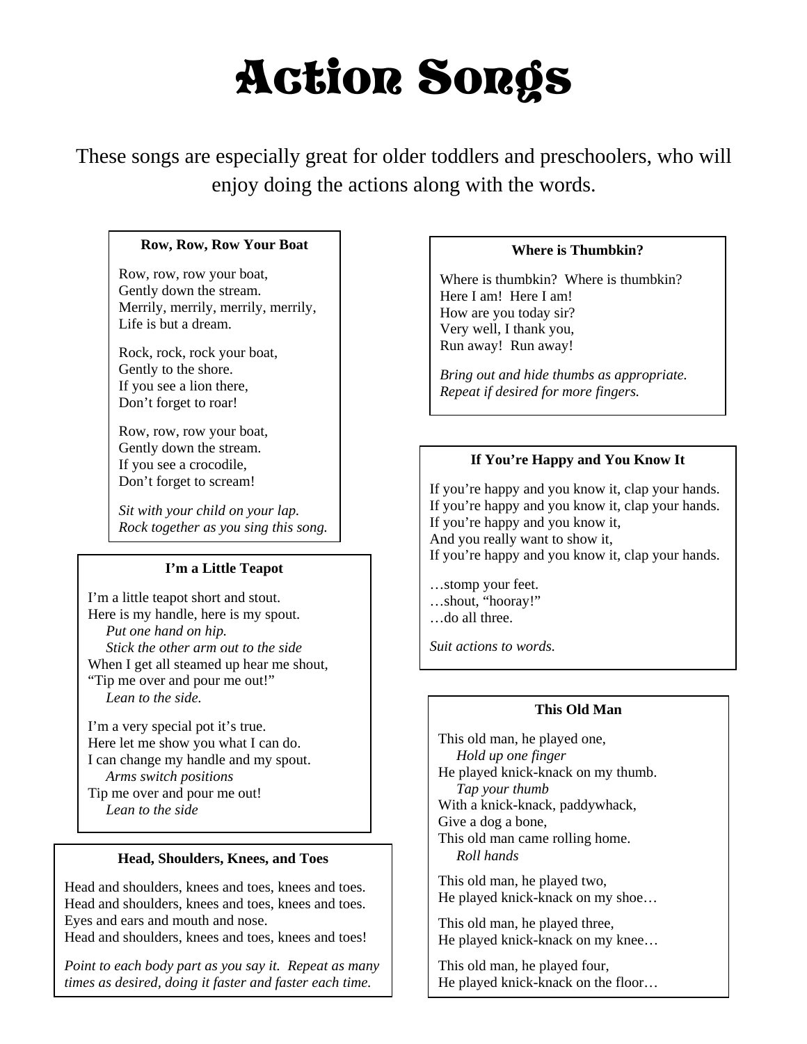# Action Songs

These songs are especially great for older toddlers and preschoolers, who will enjoy doing the actions along with the words.

### Row, Row, Row Your Boat

Row, row, row your boat,
Gently down the stream.
Merrily, merrily, merrily, merrily,
Life is but a dream.

Rock, rock, rock your boat,
Gently to the shore.
If you see a lion there,
Don't forget to roar!

Row, row, row your boat,
Gently down the stream.
If you see a crocodile,
Don't forget to scream!

*Sit with your child on your lap.*
*Rock together as you sing this song.*

### I'm a Little Teapot

I'm a little teapot short and stout.
Here is my handle, here is my spout.
*Put one hand on hip.*
*Stick the other arm out to the side*
When I get all steamed up hear me shout,
"Tip me over and pour me out!"
*Lean to the side.*

I'm a very special pot it's true.
Here let me show you what I can do.
I can change my handle and my spout.
*Arms switch positions*
Tip me over and pour me out!
*Lean to the side*

### Head, Shoulders, Knees, and Toes

Head and shoulders, knees and toes, knees and toes.
Head and shoulders, knees and toes, knees and toes.
Eyes and ears and mouth and nose.
Head and shoulders, knees and toes, knees and toes!

*Point to each body part as you say it. Repeat as many times as desired, doing it faster and faster each time.*

### Where is Thumbkin?

Where is thumbkin? Where is thumbkin?
Here I am! Here I am!
How are you today sir?
Very well, I thank you,
Run away! Run away!

*Bring out and hide thumbs as appropriate.*
*Repeat if desired for more fingers.*

### If You're Happy and You Know It

If you're happy and you know it, clap your hands.
If you're happy and you know it, clap your hands.
If you're happy and you know it,
And you really want to show it,
If you're happy and you know it, clap your hands.

…stomp your feet.
…shout, "hooray!"
…do all three.

*Suit actions to words.*

### This Old Man

This old man, he played one,
*Hold up one finger*
He played knick-knack on my thumb.
*Tap your thumb*
With a knick-knack, paddywhack,
Give a dog a bone,
This old man came rolling home.
*Roll hands*

This old man, he played two,
He played knick-knack on my shoe…

This old man, he played three,
He played knick-knack on my knee…

This old man, he played four,
He played knick-knack on the floor…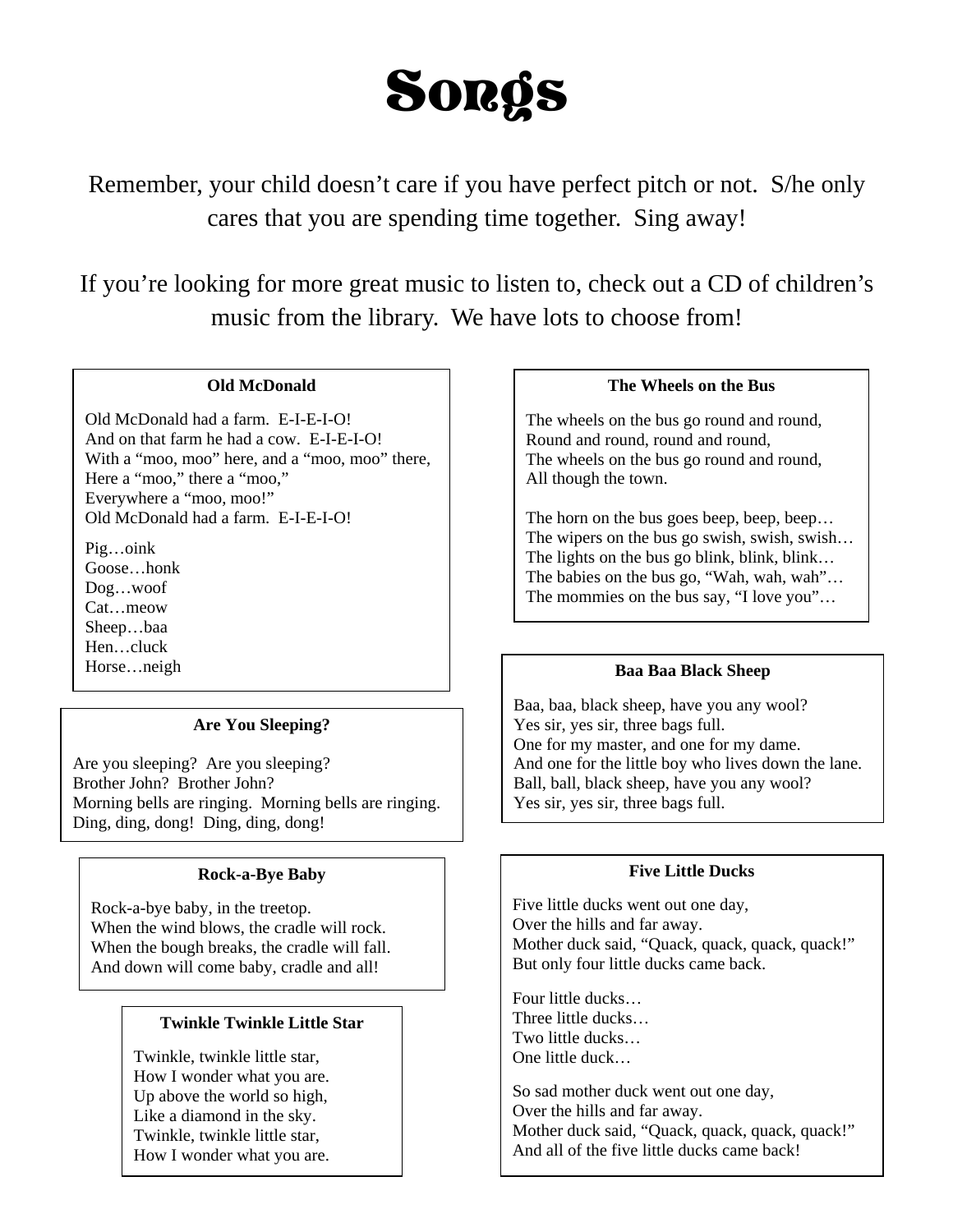# Songs

Remember, your child doesn't care if you have perfect pitch or not. S/he only cares that you are spending time together. Sing away!

If you're looking for more great music to listen to, check out a CD of children's music from the library. We have lots to choose from!

### Old McDonald

Old McDonald had a farm. E-I-E-I-O!  
And on that farm he had a cow. E-I-E-I-O!  
With a "moo, moo" here, and a "moo, moo" there,  
Here a "moo," there a "moo,"  
Everywhere a "moo, moo!"  
Old McDonald had a farm. E-I-E-I-O!

Pig…oink  
Goose…honk  
Dog…woof  
Cat…meow  
Sheep…baa  
Hen…cluck  
Horse…neigh

### Are You Sleeping?

Are you sleeping? Are you sleeping?  
Brother John? Brother John?  
Morning bells are ringing. Morning bells are ringing.  
Ding, ding, dong! Ding, ding, dong!

### Rock-a-Bye Baby

Rock-a-bye baby, in the treetop.  
When the wind blows, the cradle will rock.  
When the bough breaks, the cradle will fall.  
And down will come baby, cradle and all!

### Twinkle Twinkle Little Star

Twinkle, twinkle little star,  
How I wonder what you are.  
Up above the world so high,  
Like a diamond in the sky.  
Twinkle, twinkle little star,  
How I wonder what you are.

### The Wheels on the Bus

The wheels on the bus go round and round,  
Round and round, round and round,  
The wheels on the bus go round and round,  
All though the town.

The horn on the bus goes beep, beep, beep…  
The wipers on the bus go swish, swish, swish…  
The lights on the bus go blink, blink, blink…  
The babies on the bus go, "Wah, wah, wah"…  
The mommies on the bus say, "I love you"…

### Baa Baa Black Sheep

Baa, baa, black sheep, have you any wool?  
Yes sir, yes sir, three bags full.  
One for my master, and one for my dame.  
And one for the little boy who lives down the lane.  
Ball, ball, black sheep, have you any wool?  
Yes sir, yes sir, three bags full.

### Five Little Ducks

Five little ducks went out one day,  
Over the hills and far away.  
Mother duck said, "Quack, quack, quack, quack!"  
But only four little ducks came back.

Four little ducks…  
Three little ducks…  
Two little ducks…  
One little duck…

So sad mother duck went out one day,  
Over the hills and far away.  
Mother duck said, "Quack, quack, quack, quack!"  
And all of the five little ducks came back!